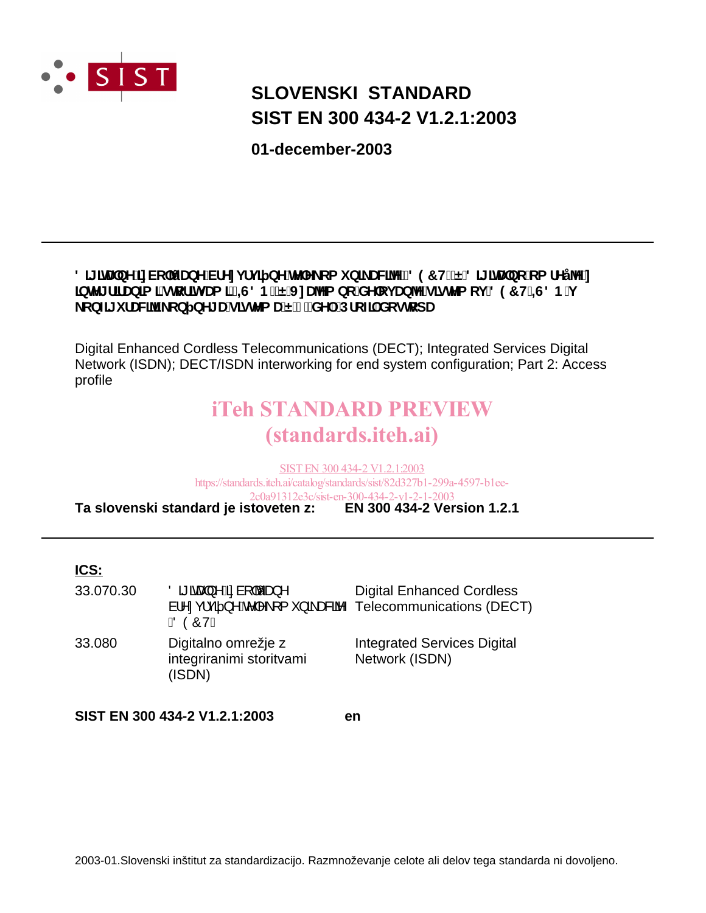# SLOVENSKI STANDARD
# SIST EN 300 434-2 V1.2.1:2003

**01-december-2003**

---

**Digitalne izboljšane brezvrvične telekomunikacije (DECT) – Digitalno omrežje z integriranimi storitvami (ISDN) – Vzajemno delovanje sistemov DECT/ISDN v konfiguraciji končnega sistema – 2. del: Profil dostopa**

Digital Enhanced Cordless Telecommunications (DECT); Integrated Services Digital Network (ISDN); DECT/ISDN interworking for end system configuration; Part 2: Access profile

iTeh STANDARD PREVIEW
(standards.iteh.ai)

SIST EN 300 434-2 V1.2.1:2003
https://standards.iteh.ai/catalog/standards/sist/82d327b1-299a-4597-b1ee-2c0a91312e3c/sist-en-300-434-2-v1-2-1-2003

**Ta slovenski standard je istoveten z:** **EN 300 434-2 Version 1.2.1**

---

**ICS:**

| | | |
|---|---|---|
| 33.070.30 | Digitalne izboljšane brezvrvične telekomunikacije (DECT) | Digital Enhanced Cordless Telecommunications (DECT) |
| 33.080 | Digitalno omrežje z integriranimi storitvami (ISDN) | Integrated Services Digital Network (ISDN) |

**SIST EN 300 434-2 V1.2.1:2003** **en**

2003-01.Slovenski inštitut za standardizacijo. Razmnoževanje celote ali delov tega standarda ni dovoljeno.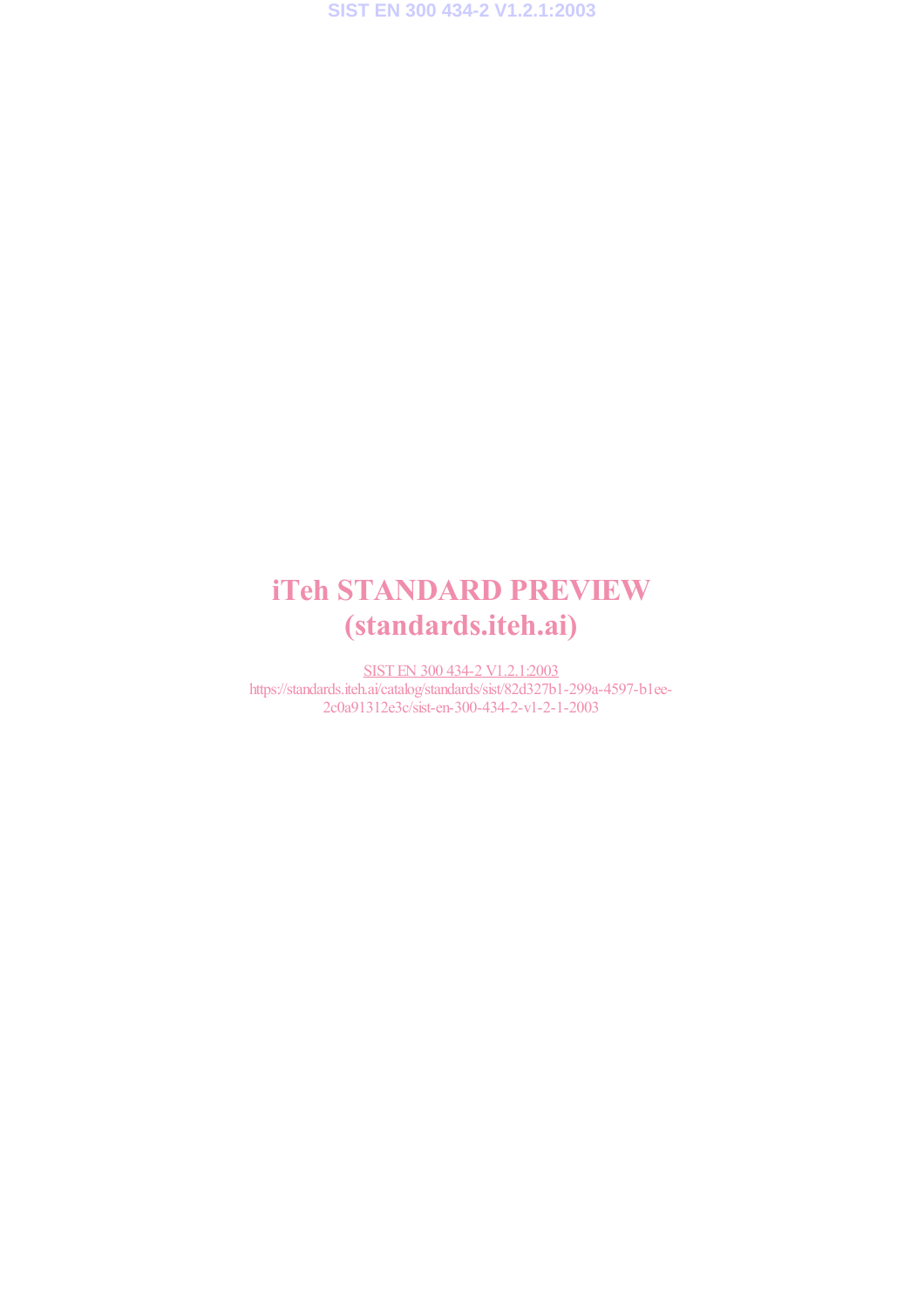iTeh STANDARD PREVIEW
(standards.iteh.ai)

SIST EN 300 434-2 V1.2.1:2003
https://standards.iteh.ai/catalog/standards/sist/82d327b1-299a-4597-b1ee-2c0a91312e3c/sist-en-300-434-2-v1-2-1-2003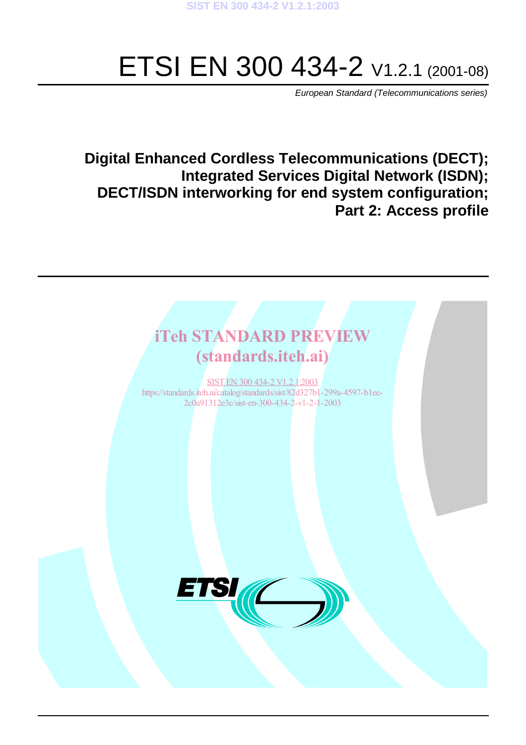# ETSI EN 300 434-2 V1.2.1 (2001-08)

*European Standard (Telecommunications series)*

**Digital Enhanced Cordless Telecommunications (DECT);**
**Integrated Services Digital Network (ISDN);**
**DECT/ISDN interworking for end system configuration;**
**Part 2: Access profile**

iTeh STANDARD PREVIEW
(standards.iteh.ai)

SIST EN 300 434-2 V1.2.1:2003
https://standards.iteh.ai/catalog/standards/sist/82d327b1-299a-4597-b1ee-2c0a91312e3c/sist-en-300-434-2-v1-2-1-2003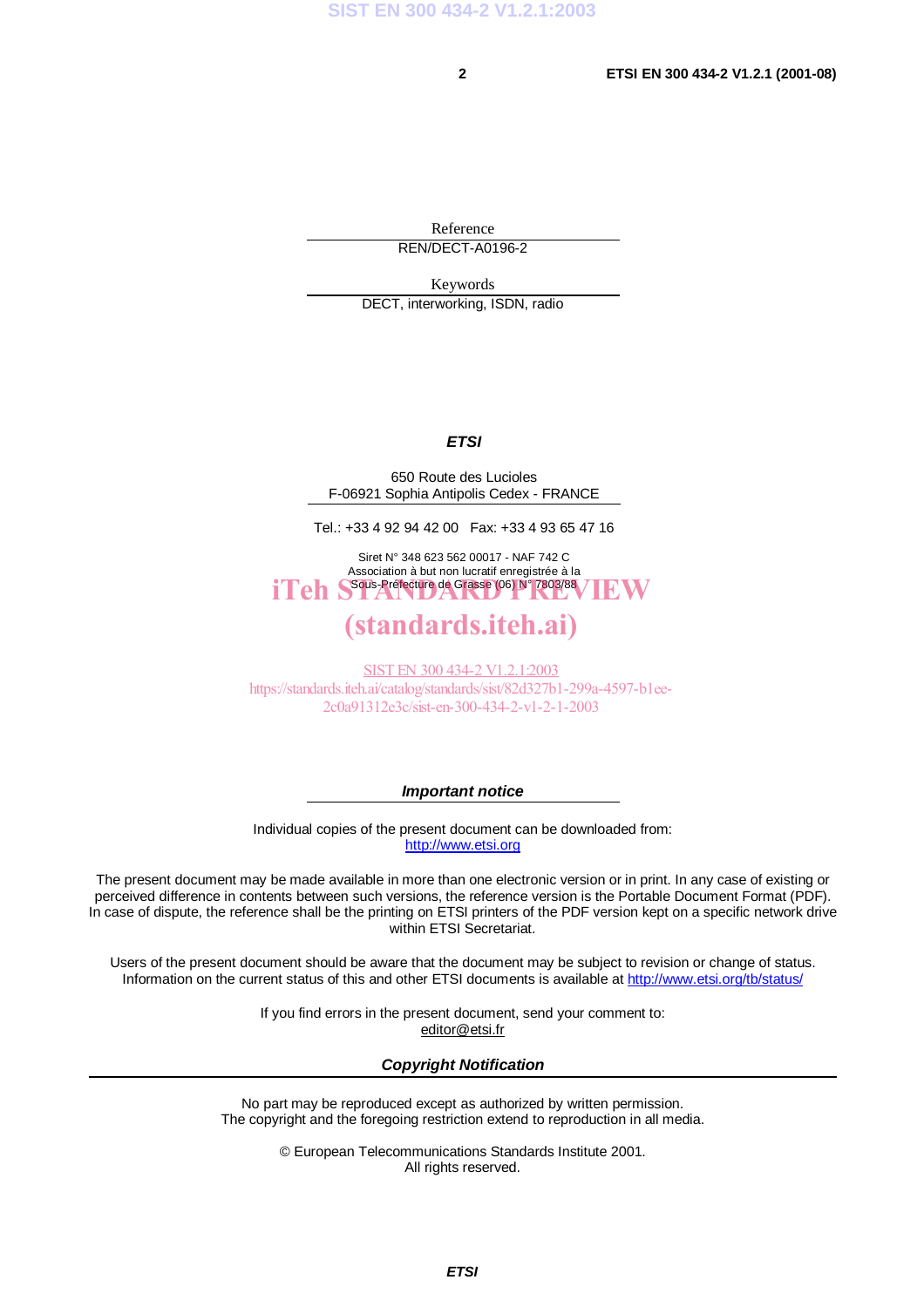Reference

REN/DECT-A0196-2

Keywords

DECT, interworking, ISDN, radio

***ETSI***

650 Route des Lucioles
F-06921 Sophia Antipolis Cedex - FRANCE

Tel.: +33 4 92 94 42 00   Fax: +33 4 93 65 47 16

Siret N° 348 623 562 00017 - NAF 742 C
Association à but non lucratif enregistrée à la
Sous-Préfecture de Grasse (06) N° 7803/88

***Important notice***

Individual copies of the present document can be downloaded from:
http://www.etsi.org

The present document may be made available in more than one electronic version or in print. In any case of existing or perceived difference in contents between such versions, the reference version is the Portable Document Format (PDF). In case of dispute, the reference shall be the printing on ETSI printers of the PDF version kept on a specific network drive within ETSI Secretariat.

Users of the present document should be aware that the document may be subject to revision or change of status. Information on the current status of this and other ETSI documents is available at http://www.etsi.org/tb/status/

If you find errors in the present document, send your comment to:
editor@etsi.fr

***Copyright Notification***

No part may be reproduced except as authorized by written permission.
The copyright and the foregoing restriction extend to reproduction in all media.

© European Telecommunications Standards Institute 2001.
All rights reserved.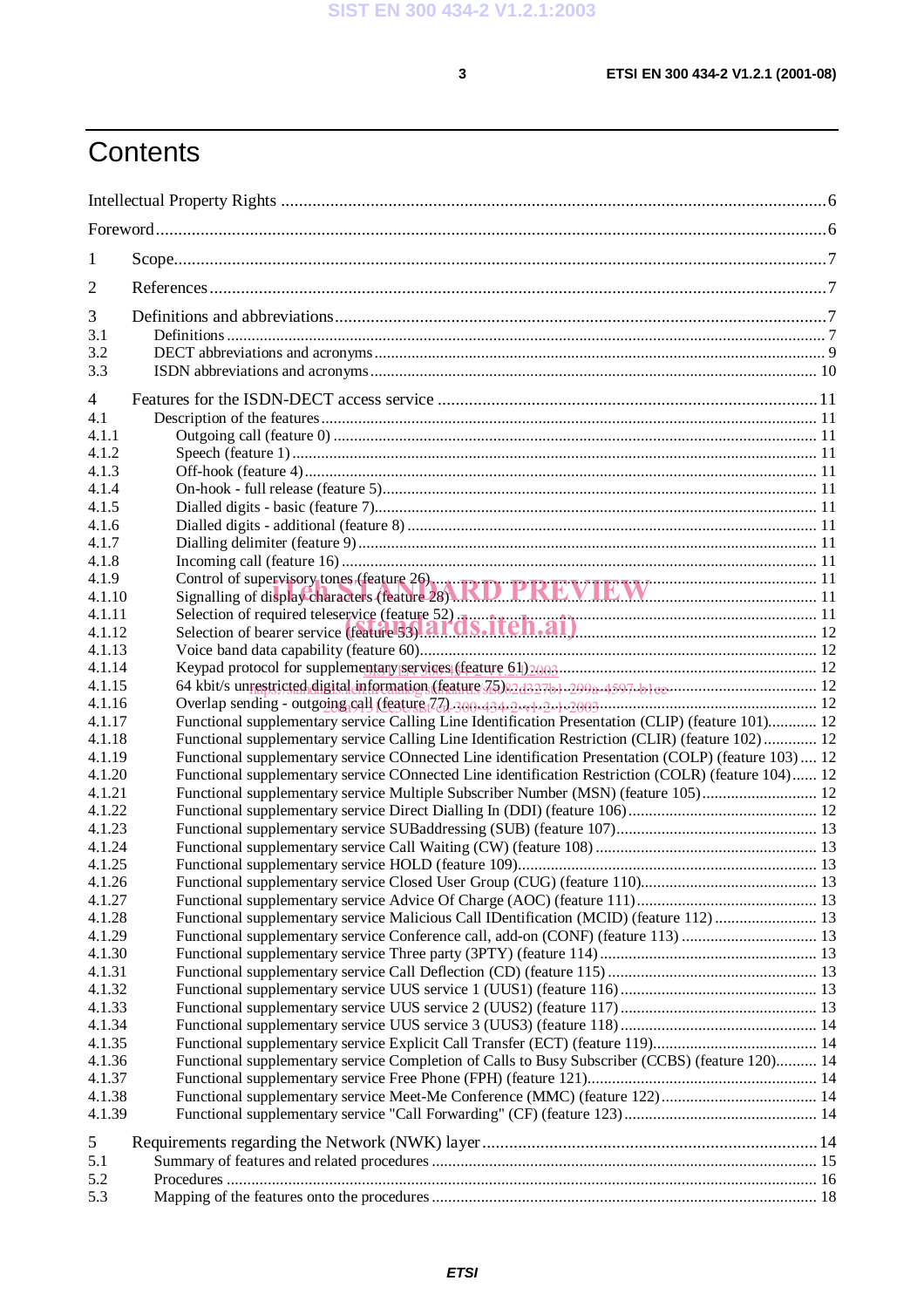# Contents

Intellectual Property Rights ....................................................................................................................6

Foreword.....................................................................................................................................................6

1 Scope.......................................................................................................................................................7

2 References...............................................................................................................................................7

3 Definitions and abbreviations.................................................................................................................7
3.1 Definitions ............................................................................................................................................ 7
3.2 DECT abbreviations and acronyms ...................................................................................................... 9
3.3 ISDN abbreviations and acronyms ..................................................................................................... 10

4 Features for the ISDN-DECT access service ........................................................................................11
4.1 Description of the features .................................................................................................................. 11
4.1.1 Outgoing call (feature 0) .................................................................................................................. 11
4.1.2 Speech (feature 1) ............................................................................................................................ 11
4.1.3 Off-hook (feature 4) ......................................................................................................................... 11
4.1.4 On-hook - full release (feature 5) ..................................................................................................... 11
4.1.5 Dialled digits - basic (feature 7) ....................................................................................................... 11
4.1.6 Dialled digits - additional (feature 8) ............................................................................................... 11
4.1.7 Dialling delimiter (feature 9) ............................................................................................................ 11
4.1.8 Incoming call (feature 16) ................................................................................................................ 11
4.1.9 Control of supervisory tones (feature 26) ......................................................................................... 11
4.1.10 Signalling of display characters (feature 28) .................................................................................. 11
4.1.11 Selection of required teleservice (feature 52) .................................................................................. 11
4.1.12 Selection of bearer service (feature 53) .......................................................................................... 12
4.1.13 Voice band data capability (feature 60) .......................................................................................... 12
4.1.14 Keypad protocol for supplementary services (feature 61) ............................................................... 12
4.1.15 64 kbit/s unrestricted digital information (feature 75) .................................................................... 12
4.1.16 Overlap sending - outgoing call (feature 77) ................................................................................... 12
4.1.17 Functional supplementary service Calling Line Identification Presentation (CLIP) (feature 101)............ 12
4.1.18 Functional supplementary service Calling Line Identification Restriction (CLIR) (feature 102) ............. 12
4.1.19 Functional supplementary service COnnected Line identification Presentation (COLP) (feature 103) .... 12
4.1.20 Functional supplementary service COnnected Line identification Restriction (COLR) (feature 104) ...... 12
4.1.21 Functional supplementary service Multiple Subscriber Number (MSN) (feature 105) ........................... 12
4.1.22 Functional supplementary service Direct Dialling In (DDI) (feature 106) ............................................. 12
4.1.23 Functional supplementary service SUBaddressing (SUB) (feature 107) ................................................ 13
4.1.24 Functional supplementary service Call Waiting (CW) (feature 108) ..................................................... 13
4.1.25 Functional supplementary service HOLD (feature 109) ........................................................................ 13
4.1.26 Functional supplementary service Closed User Group (CUG) (feature 110) .......................................... 13
4.1.27 Functional supplementary service Advice Of Charge (AOC) (feature 111) ........................................... 13
4.1.28 Functional supplementary service Malicious Call IDentification (MCID) (feature 112) ......................... 13
4.1.29 Functional supplementary service Conference call, add-on (CONF) (feature 113) ................................ 13
4.1.30 Functional supplementary service Three party (3PTY) (feature 114) .................................................... 13
4.1.31 Functional supplementary service Call Deflection (CD) (feature 115) .................................................. 13
4.1.32 Functional supplementary service UUS service 1 (UUS1) (feature 116) ............................................... 13
4.1.33 Functional supplementary service UUS service 2 (UUS2) (feature 117) ............................................... 13
4.1.34 Functional supplementary service UUS service 3 (UUS3) (feature 118) ............................................... 14
4.1.35 Functional supplementary service Explicit Call Transfer (ECT) (feature 119) ....................................... 14
4.1.36 Functional supplementary service Completion of Calls to Busy Subscriber (CCBS) (feature 120).......... 14
4.1.37 Functional supplementary service Free Phone (FPH) (feature 121) ....................................................... 14
4.1.38 Functional supplementary service Meet-Me Conference (MMC) (feature 122) ..................................... 14
4.1.39 Functional supplementary service "Call Forwarding" (CF) (feature 123) ............................................. 14

5 Requirements regarding the Network (NWK) layer .............................................................................14
5.1 Summary of features and related procedures ....................................................................................... 15
5.2 Procedures .......................................................................................................................................... 16
5.3 Mapping of the features onto the procedures ...................................................................................... 18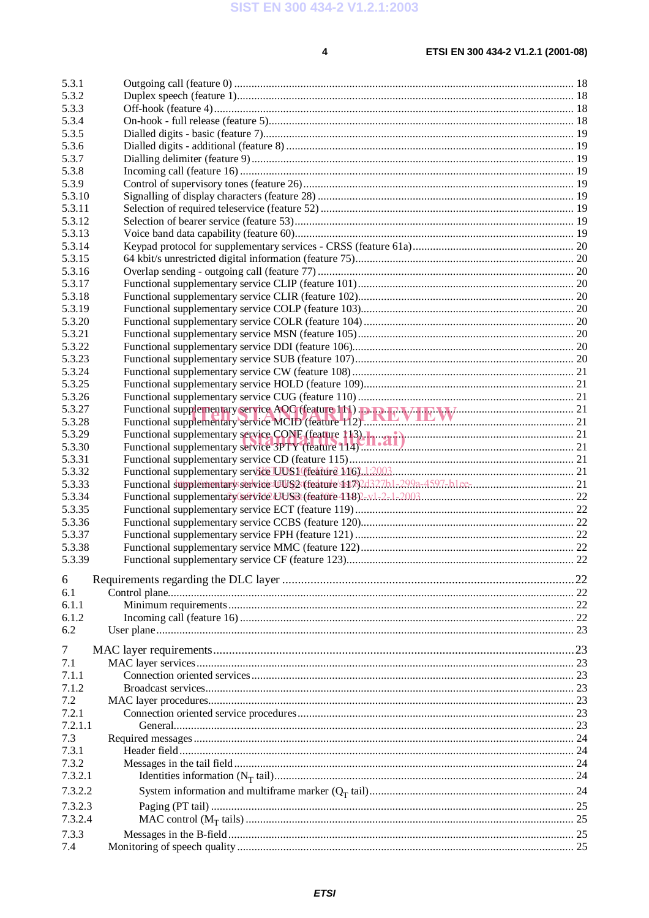5.3.1 Outgoing call (feature 0) ........................................................................................................................ 18
5.3.2 Duplex speech (feature 1)........................................................................................................................ 18
5.3.3 Off-hook (feature 4)................................................................................................................................. 18
5.3.4 On-hook - full release (feature 5)............................................................................................................ 18
5.3.5 Dialled digits - basic (feature 7).............................................................................................................. 19
5.3.6 Dialled digits - additional (feature 8) ...................................................................................................... 19
5.3.7 Dialling delimiter (feature 9)................................................................................................................... 19
5.3.8 Incoming call (feature 16) ....................................................................................................................... 19
5.3.9 Control of supervisory tones (feature 26)................................................................................................ 19
5.3.10 Signalling of display characters (feature 28) ........................................................................................... 19
5.3.11 Selection of required teleservice (feature 52) .......................................................................................... 19
5.3.12 Selection of bearer service (feature 53).................................................................................................... 19
5.3.13 Voice band data capability (feature 60).................................................................................................... 19
5.3.14 Keypad protocol for supplementary services - CRSS (feature 61a)........................................................ 20
5.3.15 64 kbit/s unrestricted digital information (feature 75)............................................................................. 20
5.3.16 Overlap sending - outgoing call (feature 77) ........................................................................................... 20
5.3.17 Functional supplementary service CLIP (feature 101)............................................................................. 20
5.3.18 Functional supplementary service CLIR (feature 102)............................................................................. 20
5.3.19 Functional supplementary service COLP (feature 103)............................................................................ 20
5.3.20 Functional supplementary service COLR (feature 104) ........................................................................... 20
5.3.21 Functional supplementary service MSN (feature 105)............................................................................. 20
5.3.22 Functional supplementary service DDI (feature 106)............................................................................... 20
5.3.23 Functional supplementary service SUB (feature 107).............................................................................. 20
5.3.24 Functional supplementary service CW (feature 108) ............................................................................... 21
5.3.25 Functional supplementary service HOLD (feature 109)........................................................................... 21
5.3.26 Functional supplementary service CUG (feature 110) ............................................................................. 21
5.3.27 Functional supplementary service AOC (feature 111) ............................................................................. 21
5.3.28 Functional supplementary service MCID (feature 112)........................................................................... 21
5.3.29 Functional supplementary service CONF (feature 113)........................................................................... 21
5.3.30 Functional supplementary service 3PTY (feature 114)............................................................................. 21
5.3.31 Functional supplementary service CD (feature 115)................................................................................ 21
5.3.32 Functional supplementary service UUS1 (feature 116)............................................................................ 21
5.3.33 Functional supplementary service UUS2 (feature 117)............................................................................ 21
5.3.34 Functional supplementary service UUS3 (feature 118)............................................................................ 22
5.3.35 Functional supplementary service ECT (feature 119).............................................................................. 22
5.3.36 Functional supplementary service CCBS (feature 120)............................................................................ 22
5.3.37 Functional supplementary service FPH (feature 121) .............................................................................. 22
5.3.38 Functional supplementary service MMC (feature 122)............................................................................ 22
5.3.39 Functional supplementary service CF (feature 123)................................................................................ 22

6 Requirements regarding the DLC layer ..............................................................................................22
6.1 Control plane............................................................................................................................................. 22
6.1.1 Minimum requirements........................................................................................................................... 22
6.1.2 Incoming call (feature 16) ....................................................................................................................... 22
6.2 User plane.................................................................................................................................................. 23

7 MAC layer requirements.....................................................................................................................23
7.1 MAC layer services.................................................................................................................................... 23
7.1.1 Connection oriented services................................................................................................................... 23
7.1.2 Broadcast services................................................................................................................................... 23
7.2 MAC layer procedures............................................................................................................................... 23
7.2.1 Connection oriented service procedures .................................................................................................. 23
7.2.1.1 General.............................................................................................................................................. 23
7.3 Required messages .................................................................................................................................... 24
7.3.1 Header field............................................................................................................................................. 24
7.3.2 Messages in the tail field......................................................................................................................... 24
7.3.2.1 Identities information ($N_T$ tail)........................................................................................................ 24
7.3.2.2 System information and multiframe marker ($Q_T$ tail)....................................................................... 24
7.3.2.3 Paging (PT tail) ................................................................................................................................ 25
7.3.2.4 MAC control ($M_T$ tails) .................................................................................................................. 25
7.3.3 Messages in the B-field........................................................................................................................... 25
7.4 Monitoring of speech quality ..................................................................................................................... 25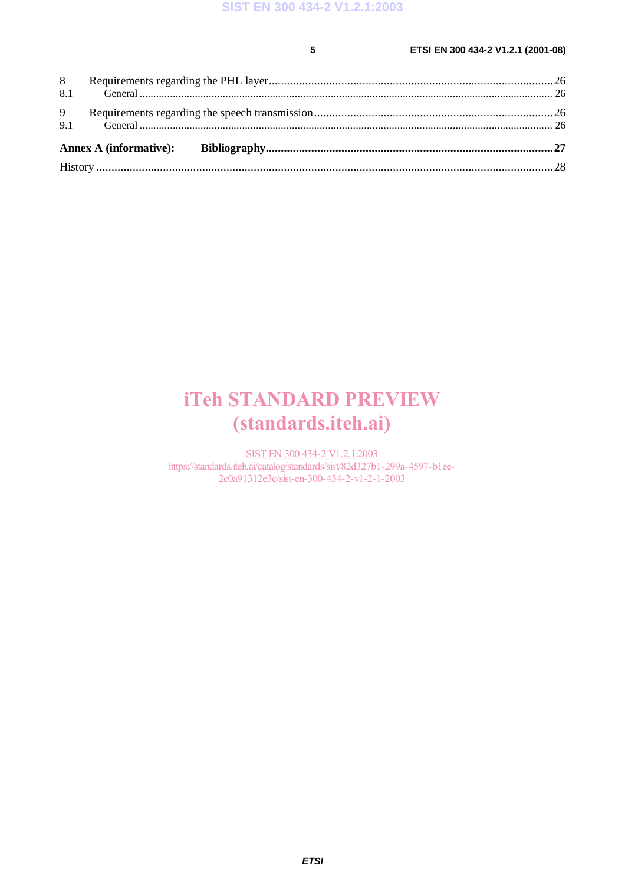8 Requirements regarding the PHL layer ....................................................................................................26
8.1 General ........................................................................................................................................................ 26

9 Requirements regarding the speech transmission....................................................................................26
9.1 General ........................................................................................................................................................ 26

**Annex A (informative): Bibliography..............................................................................................27**

History ..............................................................................................................................................................28

iTeh STANDARD PREVIEW
(standards.iteh.ai)

SIST EN 300 434-2 V1.2.1:2003
https://standards.iteh.ai/catalog/standards/sist/82d327b1-299a-4597-b1ee-2c0a91312e3c/sist-en-300-434-2-v1-2-1-2003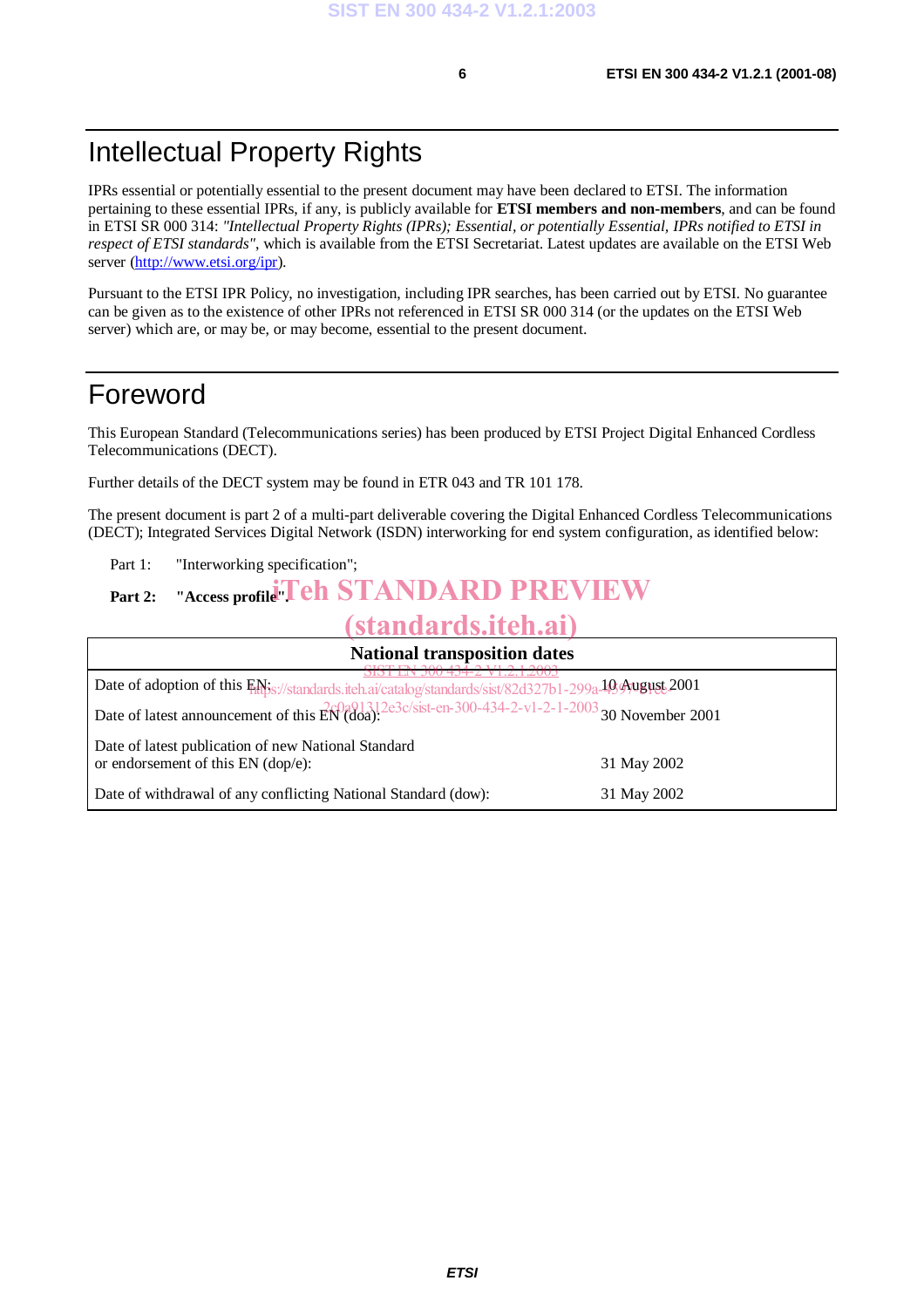# Intellectual Property Rights

IPRs essential or potentially essential to the present document may have been declared to ETSI. The information pertaining to these essential IPRs, if any, is publicly available for **ETSI members and non-members**, and can be found in ETSI SR 000 314: *"Intellectual Property Rights (IPRs); Essential, or potentially Essential, IPRs notified to ETSI in respect of ETSI standards"*, which is available from the ETSI Secretariat. Latest updates are available on the ETSI Web server (http://www.etsi.org/ipr).

Pursuant to the ETSI IPR Policy, no investigation, including IPR searches, has been carried out by ETSI. No guarantee can be given as to the existence of other IPRs not referenced in ETSI SR 000 314 (or the updates on the ETSI Web server) which are, or may be, or may become, essential to the present document.

# Foreword

This European Standard (Telecommunications series) has been produced by ETSI Project Digital Enhanced Cordless Telecommunications (DECT).

Further details of the DECT system may be found in ETR 043 and TR 101 178.

The present document is part 2 of a multi-part deliverable covering the Digital Enhanced Cordless Telecommunications (DECT); Integrated Services Digital Network (ISDN) interworking for end system configuration, as identified below:

Part 1: "Interworking specification";

**Part 2: "Access profile".**

| National transposition dates | |
|---|---|
| Date of adoption of this EN: | 10 August 2001 |
| Date of latest announcement of this EN (doa): | 30 November 2001 |
| Date of latest publication of new National Standard or endorsement of this EN (dop/e): | 31 May 2002 |
| Date of withdrawal of any conflicting National Standard (dow): | 31 May 2002 |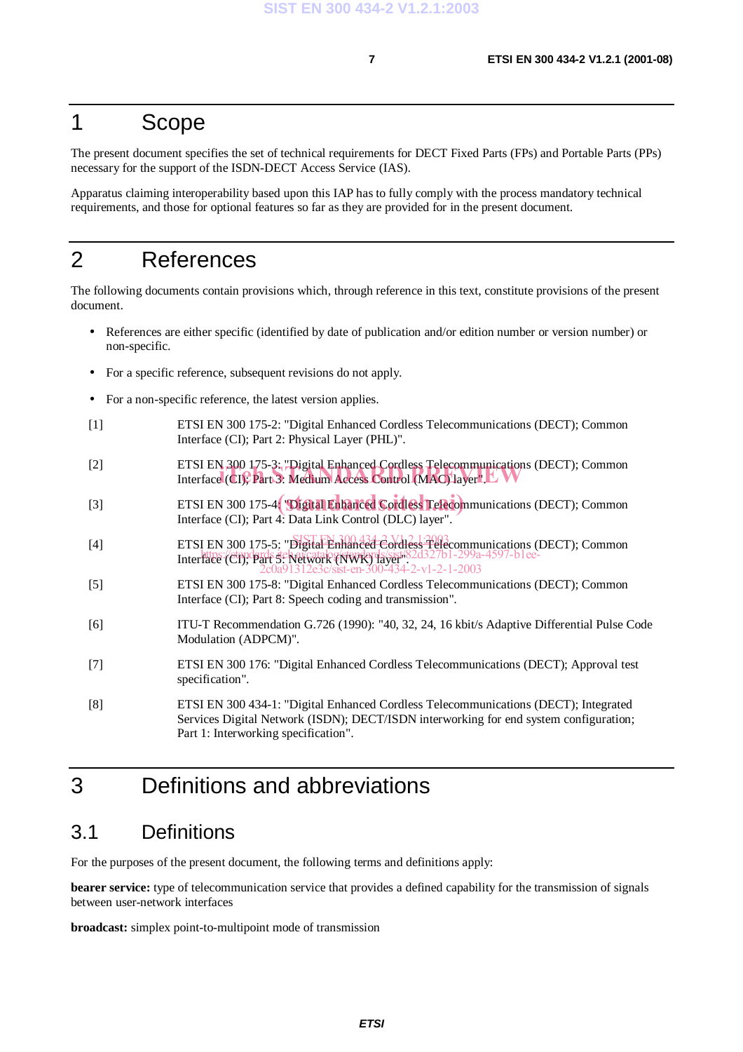# 1 Scope

The present document specifies the set of technical requirements for DECT Fixed Parts (FPs) and Portable Parts (PPs) necessary for the support of the ISDN-DECT Access Service (IAS).

Apparatus claiming interoperability based upon this IAP has to fully comply with the process mandatory technical requirements, and those for optional features so far as they are provided for in the present document.

# 2 References

The following documents contain provisions which, through reference in this text, constitute provisions of the present document.

- References are either specific (identified by date of publication and/or edition number or version number) or non-specific.
- For a specific reference, subsequent revisions do not apply.
- For a non-specific reference, the latest version applies.

[1] ETSI EN 300 175-2: "Digital Enhanced Cordless Telecommunications (DECT); Common Interface (CI); Part 2: Physical Layer (PHL)".

[2] ETSI EN 300 175-3: "Digital Enhanced Cordless Telecommunications (DECT); Common Interface (CI); Part 3: Medium Access Control (MAC) layer".

[3] ETSI EN 300 175-4: "Digital Enhanced Cordless Telecommunications (DECT); Common Interface (CI); Part 4: Data Link Control (DLC) layer".

[4] ETSI EN 300 175-5: "Digital Enhanced Cordless Telecommunications (DECT); Common Interface (CI); Part 5: Network (NWK) layer".

[5] ETSI EN 300 175-8: "Digital Enhanced Cordless Telecommunications (DECT); Common Interface (CI); Part 8: Speech coding and transmission".

[6] ITU-T Recommendation G.726 (1990): "40, 32, 24, 16 kbit/s Adaptive Differential Pulse Code Modulation (ADPCM)".

[7] ETSI EN 300 176: "Digital Enhanced Cordless Telecommunications (DECT); Approval test specification".

[8] ETSI EN 300 434-1: "Digital Enhanced Cordless Telecommunications (DECT); Integrated Services Digital Network (ISDN); DECT/ISDN interworking for end system configuration; Part 1: Interworking specification".

# 3 Definitions and abbreviations

## 3.1 Definitions

For the purposes of the present document, the following terms and definitions apply:

**bearer service:** type of telecommunication service that provides a defined capability for the transmission of signals between user-network interfaces

**broadcast:** simplex point-to-multipoint mode of transmission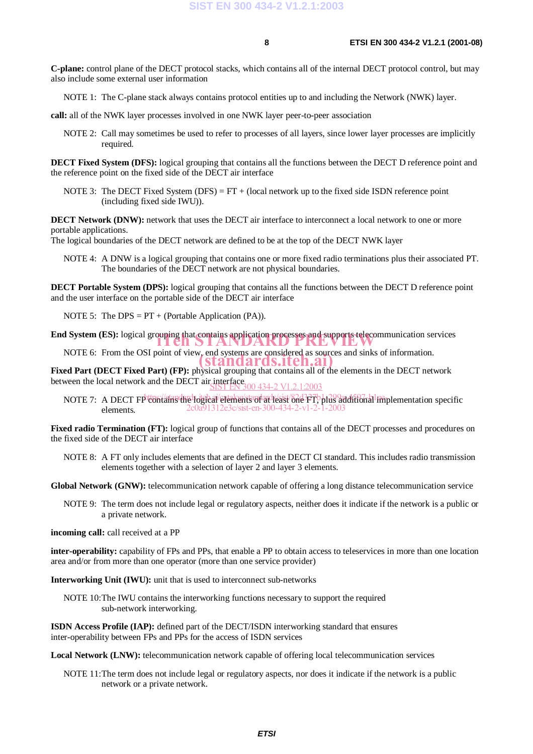**C-plane:** control plane of the DECT protocol stacks, which contains all of the internal DECT protocol control, but may also include some external user information

NOTE 1: The C-plane stack always contains protocol entities up to and including the Network (NWK) layer.

**call:** all of the NWK layer processes involved in one NWK layer peer-to-peer association

NOTE 2: Call may sometimes be used to refer to processes of all layers, since lower layer processes are implicitly required.

**DECT Fixed System (DFS):** logical grouping that contains all the functions between the DECT D reference point and the reference point on the fixed side of the DECT air interface

NOTE 3: The DECT Fixed System (DFS) = FT + (local network up to the fixed side ISDN reference point (including fixed side IWU)).

**DECT Network (DNW):** network that uses the DECT air interface to interconnect a local network to one or more portable applications.
The logical boundaries of the DECT network are defined to be at the top of the DECT NWK layer

NOTE 4: A DNW is a logical grouping that contains one or more fixed radio terminations plus their associated PT. The boundaries of the DECT network are not physical boundaries.

**DECT Portable System (DPS):** logical grouping that contains all the functions between the DECT D reference point and the user interface on the portable side of the DECT air interface

NOTE 5: The DPS = PT + (Portable Application (PA)).

**End System (ES):** logical grouping that contains application processes and supports telecommunication services

NOTE 6: From the OSI point of view, end systems are considered as sources and sinks of information.

**Fixed Part (DECT Fixed Part) (FP):** physical grouping that contains all of the elements in the DECT network between the local network and the DECT air interface

NOTE 7: A DECT FP contains the logical elements of at least one FT, plus additional implementation specific elements.

**Fixed radio Termination (FT):** logical group of functions that contains all of the DECT processes and procedures on the fixed side of the DECT air interface

NOTE 8: A FT only includes elements that are defined in the DECT CI standard. This includes radio transmission elements together with a selection of layer 2 and layer 3 elements.

**Global Network (GNW):** telecommunication network capable of offering a long distance telecommunication service

NOTE 9: The term does not include legal or regulatory aspects, neither does it indicate if the network is a public or a private network.

**incoming call:** call received at a PP

**inter-operability:** capability of FPs and PPs, that enable a PP to obtain access to teleservices in more than one location area and/or from more than one operator (more than one service provider)

**Interworking Unit (IWU):** unit that is used to interconnect sub-networks

NOTE 10: The IWU contains the interworking functions necessary to support the required sub-network interworking.

**ISDN Access Profile (IAP):** defined part of the DECT/ISDN interworking standard that ensures inter-operability between FPs and PPs for the access of ISDN services

**Local Network (LNW):** telecommunication network capable of offering local telecommunication services

NOTE 11: The term does not include legal or regulatory aspects, nor does it indicate if the network is a public network or a private network.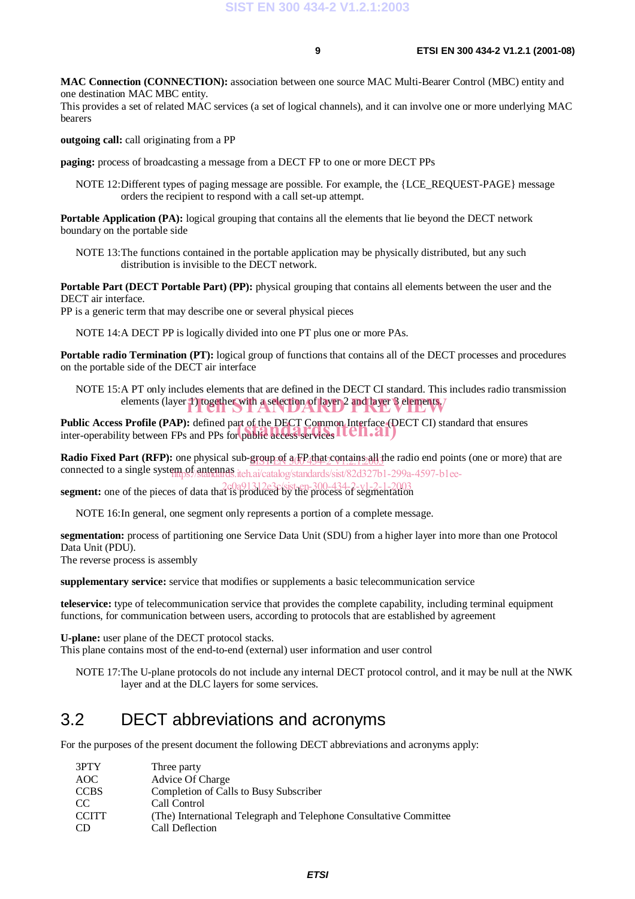**MAC Connection (CONNECTION):** association between one source MAC Multi-Bearer Control (MBC) entity and one destination MAC MBC entity.
This provides a set of related MAC services (a set of logical channels), and it can involve one or more underlying MAC bearers

**outgoing call:** call originating from a PP

**paging:** process of broadcasting a message from a DECT FP to one or more DECT PPs

NOTE 12: Different types of paging message are possible. For example, the {LCE_REQUEST-PAGE} message orders the recipient to respond with a call set-up attempt.

**Portable Application (PA):** logical grouping that contains all the elements that lie beyond the DECT network boundary on the portable side

NOTE 13: The functions contained in the portable application may be physically distributed, but any such distribution is invisible to the DECT network.

**Portable Part (DECT Portable Part) (PP):** physical grouping that contains all elements between the user and the DECT air interface.
PP is a generic term that may describe one or several physical pieces

NOTE 14: A DECT PP is logically divided into one PT plus one or more PAs.

**Portable radio Termination (PT):** logical group of functions that contains all of the DECT processes and procedures on the portable side of the DECT air interface

NOTE 15: A PT only includes elements that are defined in the DECT CI standard. This includes radio transmission elements (layer 1) together with a selection of layer 2 and layer 3 elements.

**Public Access Profile (PAP):** defined part of the DECT Common Interface (DECT CI) standard that ensures inter-operability between FPs and PPs for public access services

**Radio Fixed Part (RFP):** one physical sub-group of a FP that contains all the radio end points (one or more) that are connected to a single system of antennas

**segment:** one of the pieces of data that is produced by the process of segmentation

NOTE 16: In general, one segment only represents a portion of a complete message.

**segmentation:** process of partitioning one Service Data Unit (SDU) from a higher layer into more than one Protocol Data Unit (PDU).
The reverse process is assembly

**supplementary service:** service that modifies or supplements a basic telecommunication service

**teleservice:** type of telecommunication service that provides the complete capability, including terminal equipment functions, for communication between users, according to protocols that are established by agreement

**U-plane:** user plane of the DECT protocol stacks.
This plane contains most of the end-to-end (external) user information and user control

NOTE 17: The U-plane protocols do not include any internal DECT protocol control, and it may be null at the NWK layer and at the DLC layers for some services.

## 3.2 DECT abbreviations and acronyms

For the purposes of the present document the following DECT abbreviations and acronyms apply:

| | |
|---|---|
| 3PTY | Three party |
| AOC | Advice Of Charge |
| CCBS | Completion of Calls to Busy Subscriber |
| CC | Call Control |
| CCITT | (The) International Telegraph and Telephone Consultative Committee |
| CD | Call Deflection |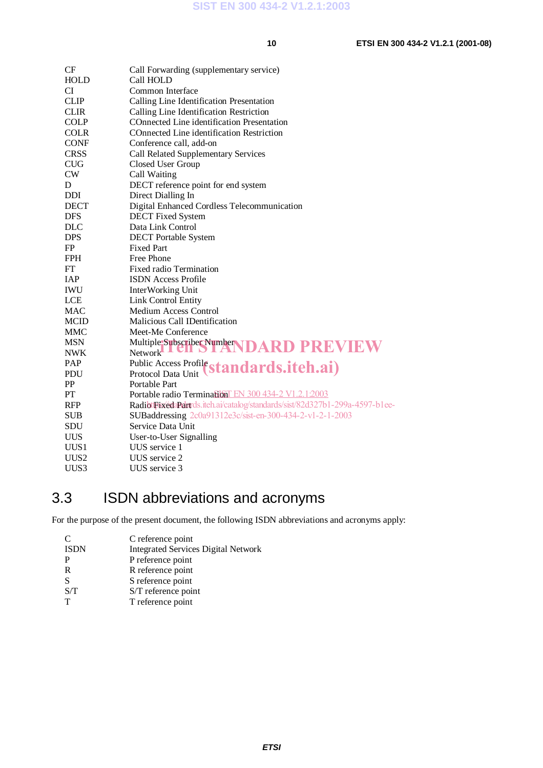| | |
|---|---|
| CF | Call Forwarding (supplementary service) |
| HOLD | Call HOLD |
| CI | Common Interface |
| CLIP | Calling Line Identification Presentation |
| CLIR | Calling Line Identification Restriction |
| COLP | COnnected Line identification Presentation |
| COLR | COnnected Line identification Restriction |
| CONF | Conference call, add-on |
| CRSS | Call Related Supplementary Services |
| CUG | Closed User Group |
| CW | Call Waiting |
| D | DECT reference point for end system |
| DDI | Direct Dialling In |
| DECT | Digital Enhanced Cordless Telecommunication |
| DFS | DECT Fixed System |
| DLC | Data Link Control |
| DPS | DECT Portable System |
| FP | Fixed Part |
| FPH | Free Phone |
| FT | Fixed radio Termination |
| IAP | ISDN Access Profile |
| IWU | InterWorking Unit |
| LCE | Link Control Entity |
| MAC | Medium Access Control |
| MCID | Malicious Call IDentification |
| MMC | Meet-Me Conference |
| MSN | Multiple Subscriber Number |
| NWK | Network |
| PAP | Public Access Profile |
| PDU | Protocol Data Unit |
| PP | Portable Part |
| PT | Portable radio Termination |
| RFP | Radio Fixed Part |
| SUB | SUBaddressing |
| SDU | Service Data Unit |
| UUS | User-to-User Signalling |
| UUS1 | UUS service 1 |
| UUS2 | UUS service 2 |
| UUS3 | UUS service 3 |

## 3.3 ISDN abbreviations and acronyms

For the purpose of the present document, the following ISDN abbreviations and acronyms apply:

| | |
|---|---|
| C | C reference point |
| ISDN | Integrated Services Digital Network |
| P | P reference point |
| R | R reference point |
| S | S reference point |
| S/T | S/T reference point |
| T | T reference point |